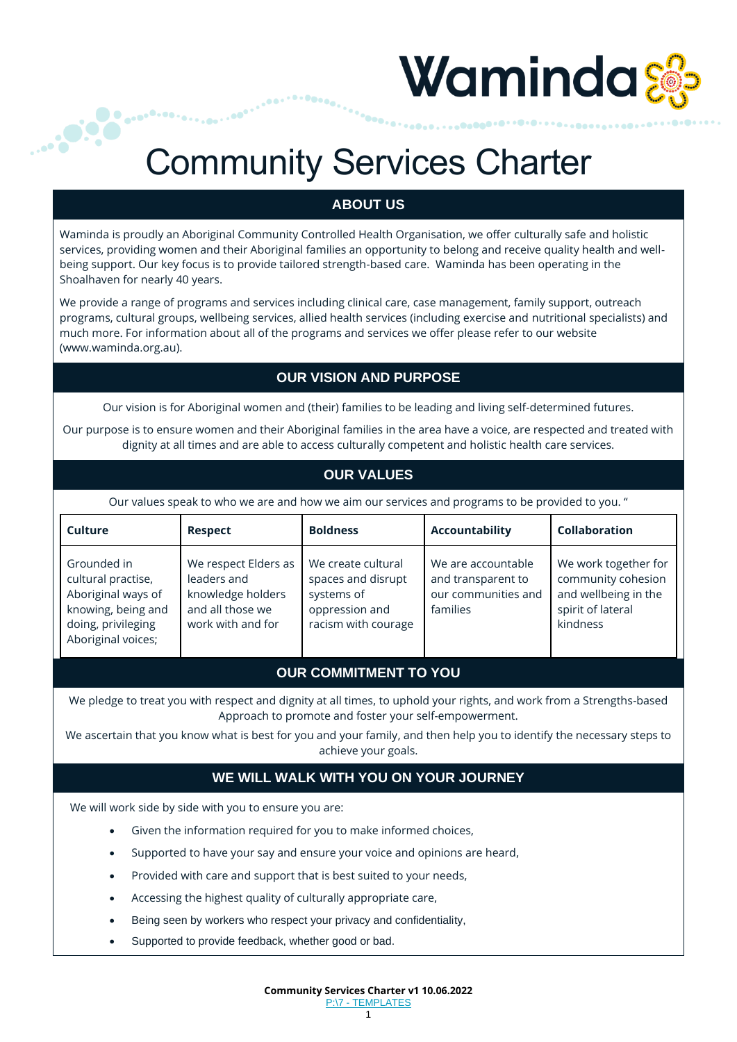Waminda

# Community Services Charter

## ABOUT US

Waminda is proudly an Aboriginal Community Controlled Health Organisation, we offer culturally safe and holistic services, providing women and their Aboriginal families an opportunity to belong and receive quality health and well-being support. Our key focus is to provide tailored strength-based care. Waminda has been operating in the Shoalhaven for nearly 40 years.

We provide a range of programs and services including clinical care, case management, family support, outreach programs, cultural groups, wellbeing services, allied health services (including exercise and nutritional specialists) and much more. For information about all of the programs and services we offer please refer to our website (www.waminda.org.au).

## OUR VISION AND PURPOSE

Our vision is for Aboriginal women and (their) families to be leading and living self-determined futures.

Our purpose is to ensure women and their Aboriginal families in the area have a voice, are respected and treated with dignity at all times and are able to access culturally competent and holistic health care services.

## OUR VALUES

Our values speak to who we are and how we aim our services and programs to be provided to you. "

| Culture | Respect | Boldness | Accountability | Collaboration |
|---|---|---|---|---|
| Grounded in cultural practise, Aboriginal ways of knowing, being and doing, privileging Aboriginal voices; | We respect Elders as leaders and knowledge holders and all those we work with and for | We create cultural spaces and disrupt systems of oppression and racism with courage | We are accountable and transparent to our communities and families | We work together for community cohesion and wellbeing in the spirit of lateral kindness |

## OUR COMMITMENT TO YOU

We pledge to treat you with respect and dignity at all times, to uphold your rights, and work from a Strengths-based Approach to promote and foster your self-empowerment.

We ascertain that you know what is best for you and your family, and then help you to identify the necessary steps to achieve your goals.

## WE WILL WALK WITH YOU ON YOUR JOURNEY

We will work side by side with you to ensure you are:

- Given the information required for you to make informed choices,
- Supported to have your say and ensure your voice and opinions are heard,
- Provided with care and support that is best suited to your needs,
- Accessing the highest quality of culturally appropriate care,
- Being seen by workers who respect your privacy and confidentiality,
- Supported to provide feedback, whether good or bad.

**Community Services Charter v1 10.06.2022**
P:\7 - TEMPLATES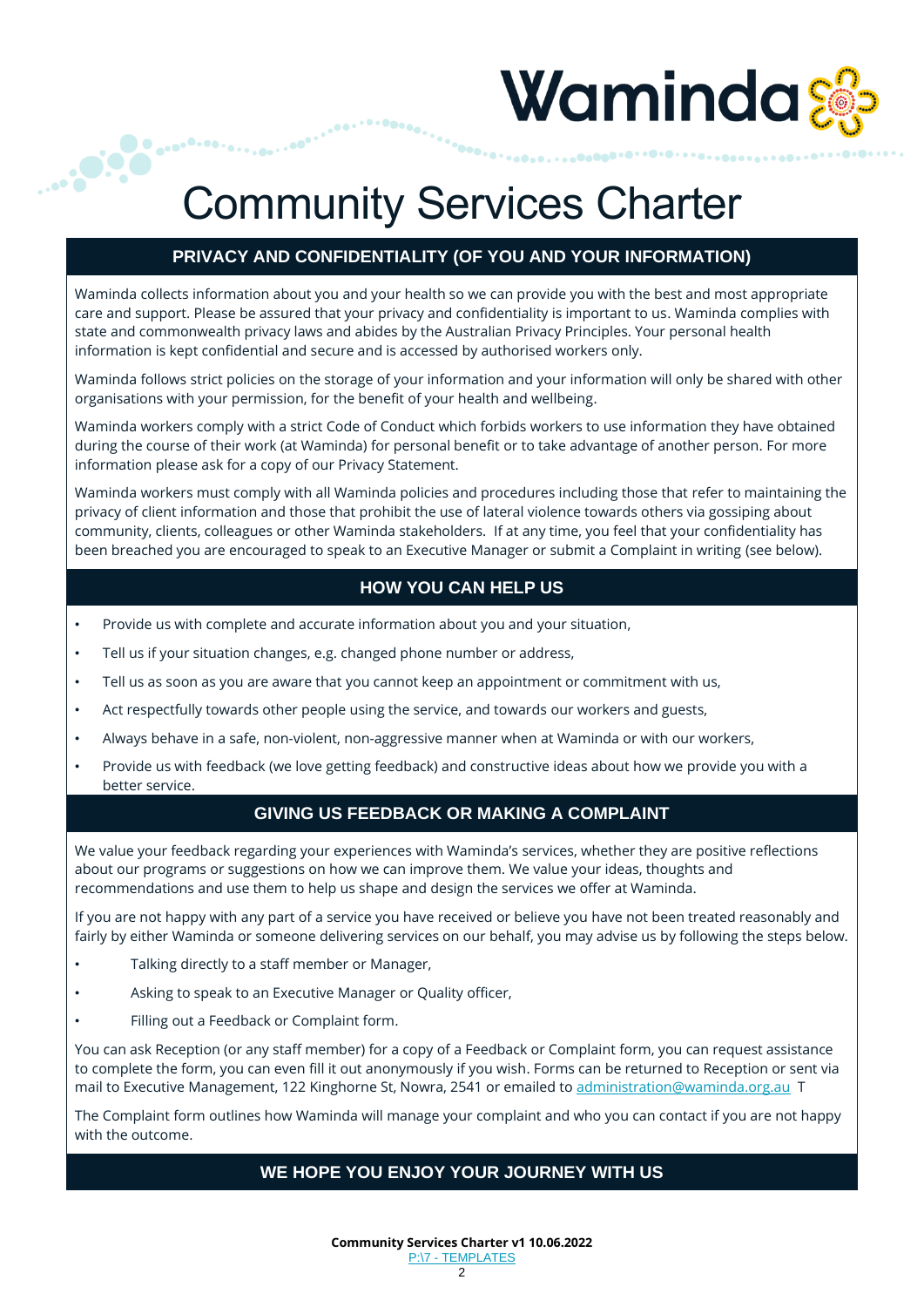# Community Services Charter

## PRIVACY AND CONFIDENTIALITY (OF YOU AND YOUR INFORMATION)

Waminda collects information about you and your health so we can provide you with the best and most appropriate care and support. Please be assured that your privacy and confidentiality is important to us. Waminda complies with state and commonwealth privacy laws and abides by the Australian Privacy Principles. Your personal health information is kept confidential and secure and is accessed by authorised workers only.

Waminda follows strict policies on the storage of your information and your information will only be shared with other organisations with your permission, for the benefit of your health and wellbeing.

Waminda workers comply with a strict Code of Conduct which forbids workers to use information they have obtained during the course of their work (at Waminda) for personal benefit or to take advantage of another person. For more information please ask for a copy of our Privacy Statement.

Waminda workers must comply with all Waminda policies and procedures including those that refer to maintaining the privacy of client information and those that prohibit the use of lateral violence towards others via gossiping about community, clients, colleagues or other Waminda stakeholders. If at any time, you feel that your confidentiality has been breached you are encouraged to speak to an Executive Manager or submit a Complaint in writing (see below).

## HOW YOU CAN HELP US

- Provide us with complete and accurate information about you and your situation,
- Tell us if your situation changes, e.g. changed phone number or address,
- Tell us as soon as you are aware that you cannot keep an appointment or commitment with us,
- Act respectfully towards other people using the service, and towards our workers and guests,
- Always behave in a safe, non-violent, non-aggressive manner when at Waminda or with our workers,
- Provide us with feedback (we love getting feedback) and constructive ideas about how we provide you with a better service.

## GIVING US FEEDBACK OR MAKING A COMPLAINT

We value your feedback regarding your experiences with Waminda's services, whether they are positive reflections about our programs or suggestions on how we can improve them. We value your ideas, thoughts and recommendations and use them to help us shape and design the services we offer at Waminda.

If you are not happy with any part of a service you have received or believe you have not been treated reasonably and fairly by either Waminda or someone delivering services on our behalf, you may advise us by following the steps below.

- Talking directly to a staff member or Manager,
- Asking to speak to an Executive Manager or Quality officer,
- Filling out a Feedback or Complaint form.

You can ask Reception (or any staff member) for a copy of a Feedback or Complaint form, you can request assistance to complete the form, you can even fill it out anonymously if you wish. Forms can be returned to Reception or sent via mail to Executive Management, 122 Kinghorne St, Nowra, 2541 or emailed to administration@waminda.org.au T

The Complaint form outlines how Waminda will manage your complaint and who you can contact if you are not happy with the outcome.

## WE HOPE YOU ENJOY YOUR JOURNEY WITH US

**Community Services Charter v1 10.06.2022**
P:\7 - TEMPLATES